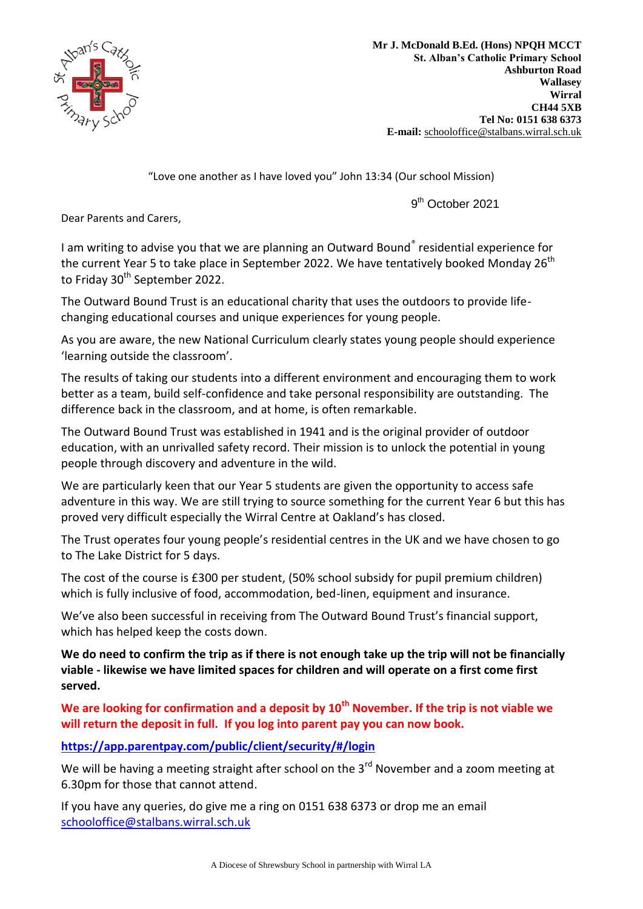**Mr J. McDonald B.Ed. (Hons) NPQH MCCT**
**St. Alban's Catholic Primary School**
**Ashburton Road**
**Wallasey**
**Wirral**
**CH44 5XB**
**Tel No: 0151 638 6373**
**E-mail:** schooloffice@stalbans.wirral.sch.uk

"Love one another as I have loved you" John 13:34 (Our school Mission)

9th October 2021

Dear Parents and Carers,

I am writing to advise you that we are planning an Outward Bound® residential experience for the current Year 5 to take place in September 2022. We have tentatively booked Monday 26th to Friday 30th September 2022.

The Outward Bound Trust is an educational charity that uses the outdoors to provide life-changing educational courses and unique experiences for young people.

As you are aware, the new National Curriculum clearly states young people should experience 'learning outside the classroom'.

The results of taking our students into a different environment and encouraging them to work better as a team, build self-confidence and take personal responsibility are outstanding. The difference back in the classroom, and at home, is often remarkable.

The Outward Bound Trust was established in 1941 and is the original provider of outdoor education, with an unrivalled safety record. Their mission is to unlock the potential in young people through discovery and adventure in the wild.

We are particularly keen that our Year 5 students are given the opportunity to access safe adventure in this way. We are still trying to source something for the current Year 6 but this has proved very difficult especially the Wirral Centre at Oakland's has closed.

The Trust operates four young people's residential centres in the UK and we have chosen to go to The Lake District for 5 days.

The cost of the course is £300 per student, (50% school subsidy for pupil premium children) which is fully inclusive of food, accommodation, bed-linen, equipment and insurance.

We've also been successful in receiving from The Outward Bound Trust's financial support, which has helped keep the costs down.

**We do need to confirm the trip as if there is not enough take up the trip will not be financially viable - likewise we have limited spaces for children and will operate on a first come first served.**

**We are looking for confirmation and a deposit by 10th November. If the trip is not viable we will return the deposit in full. If you log into parent pay you can now book.**

**https://app.parentpay.com/public/client/security/#/login**

We will be having a meeting straight after school on the 3rd November and a zoom meeting at 6.30pm for those that cannot attend.

If you have any queries, do give me a ring on 0151 638 6373 or drop me an email schooloffice@stalbans.wirral.sch.uk

A Diocese of Shrewsbury School in partnership with Wirral LA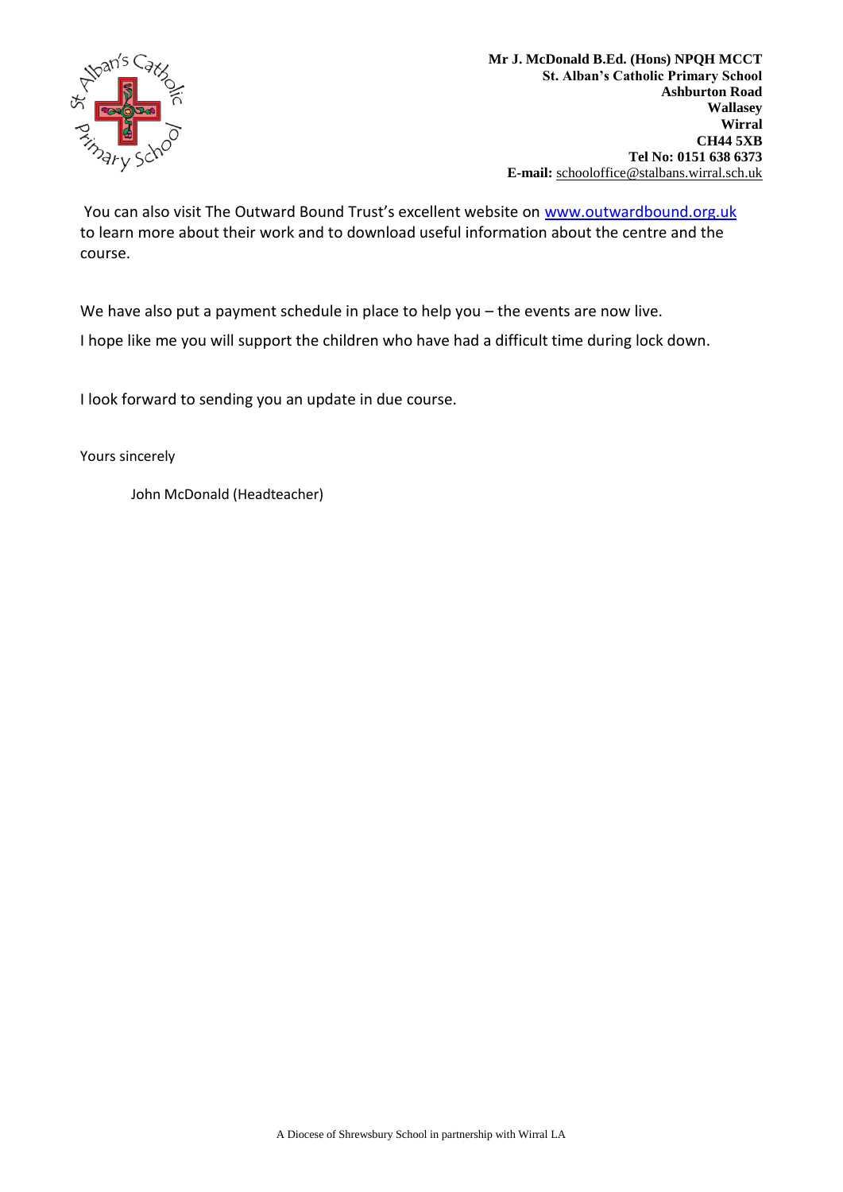**Mr J. McDonald B.Ed. (Hons) NPQH MCCT**
**St. Alban's Catholic Primary School**
**Ashburton Road**
**Wallasey**
**Wirral**
**CH44 5XB**
**Tel No: 0151 638 6373**
**E-mail:** schooloffice@stalbans.wirral.sch.uk

You can also visit The Outward Bound Trust's excellent website on www.outwardbound.org.uk to learn more about their work and to download useful information about the centre and the course.

We have also put a payment schedule in place to help you – the events are now live.

I hope like me you will support the children who have had a difficult time during lock down.

I look forward to sending you an update in due course.

Yours sincerely

John McDonald (Headteacher)

A Diocese of Shrewsbury School in partnership with Wirral LA